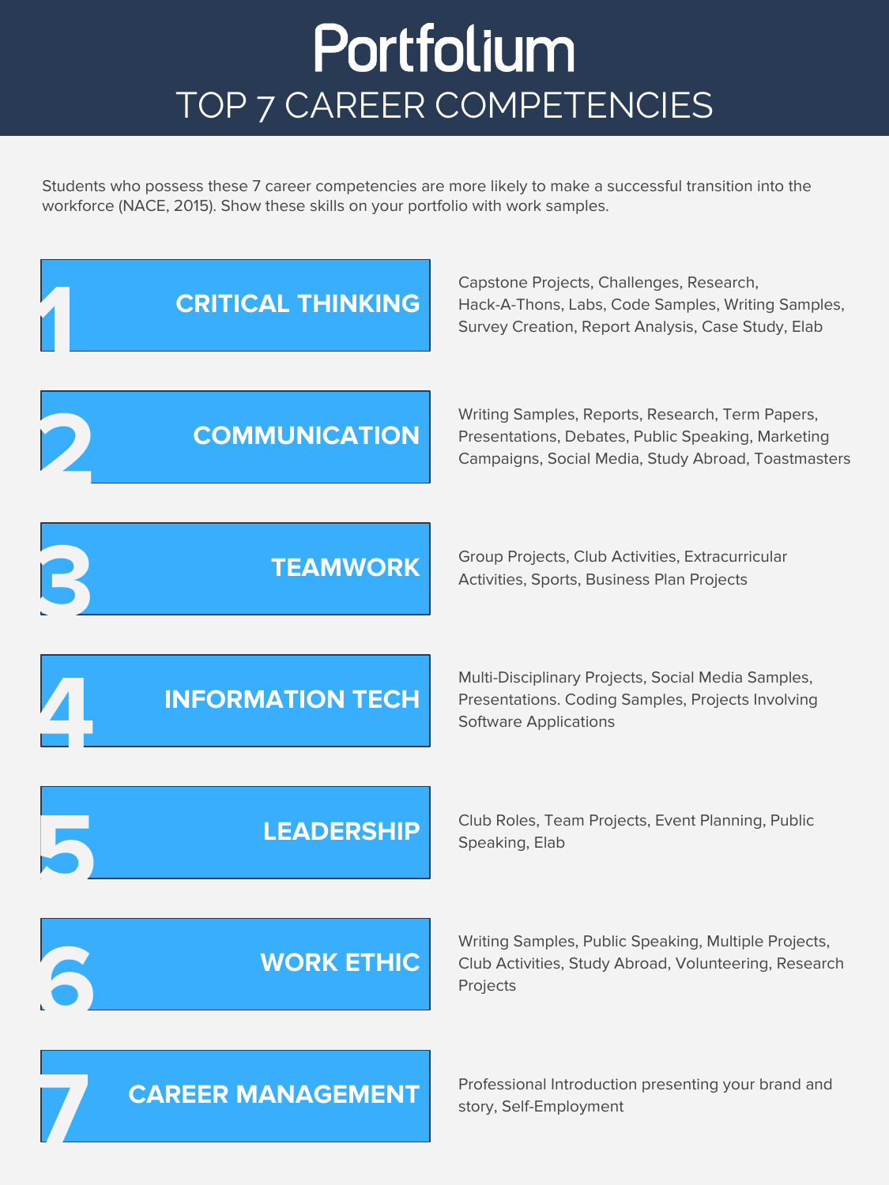# Portfolium

## TOP 7 CAREER COMPETENCIES

Students who possess these 7 career competencies are more likely to make a successful transition into the workforce (NACE, 2015). Show these skills on your portfolio with work samples.

### 1 CRITICAL THINKING

Capstone Projects, Challenges, Research, Hack-A-Thons, Labs, Code Samples, Writing Samples, Survey Creation, Report Analysis, Case Study, Elab

### 2 COMMUNICATION

Writing Samples, Reports, Research, Term Papers, Presentations, Debates, Public Speaking, Marketing Campaigns, Social Media, Study Abroad, Toastmasters

### 3 TEAMWORK

Group Projects, Club Activities, Extracurricular Activities, Sports, Business Plan Projects

### 4 INFORMATION TECH

Multi-Disciplinary Projects, Social Media Samples, Presentations. Coding Samples, Projects Involving Software Applications

### 5 LEADERSHIP

Club Roles, Team Projects, Event Planning, Public Speaking, Elab

### 6 WORK ETHIC

Writing Samples, Public Speaking, Multiple Projects, Club Activities, Study Abroad, Volunteering, Research Projects

### 7 CAREER MANAGEMENT

Professional Introduction presenting your brand and story, Self-Employment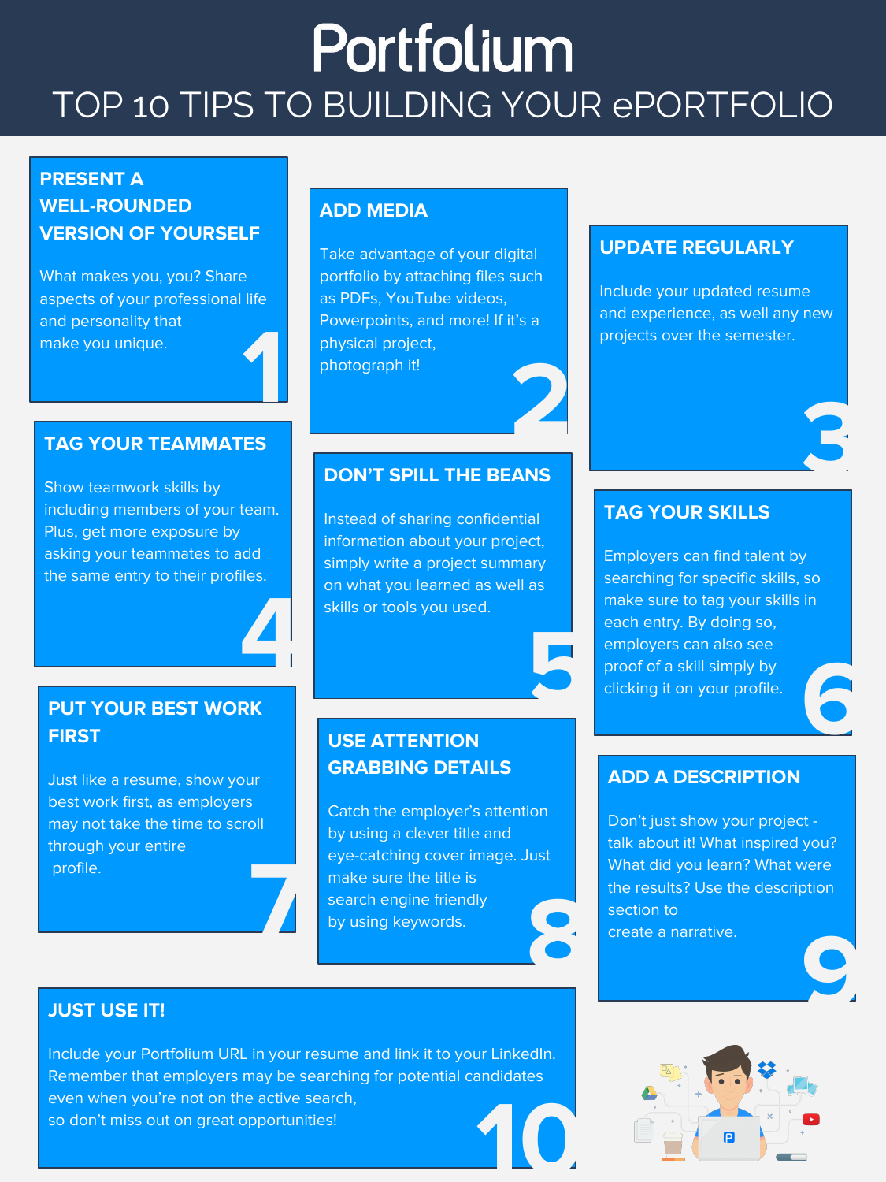# Portfolium

## TOP 10 TIPS TO BUILDING YOUR ePORTFOLIO

### 1. PRESENT A WELL-ROUNDED VERSION OF YOURSELF

What makes you, you? Share aspects of your professional life and personality that make you unique.

### 2. ADD MEDIA

Take advantage of your digital portfolio by attaching files such as PDFs, YouTube videos, Powerpoints, and more! If it's a physical project, photograph it!

### 3. UPDATE REGULARLY

Include your updated resume and experience, as well any new projects over the semester.

### 4. TAG YOUR TEAMMATES

Show teamwork skills by including members of your team. Plus, get more exposure by asking your teammates to add the same entry to their profiles.

### 5. DON'T SPILL THE BEANS

Instead of sharing confidential information about your project, simply write a project summary on what you learned as well as skills or tools you used.

### 6. TAG YOUR SKILLS

Employers can find talent by searching for specific skills, so make sure to tag your skills in each entry. By doing so, employers can also see proof of a skill simply by clicking it on your profile.

### 7. PUT YOUR BEST WORK FIRST

Just like a resume, show your best work first, as employers may not take the time to scroll through your entire profile.

### 8. USE ATTENTION GRABBING DETAILS

Catch the employer's attention by using a clever title and eye-catching cover image. Just make sure the title is search engine friendly by using keywords.

### 9. ADD A DESCRIPTION

Don't just show your project - talk about it! What inspired you? What did you learn? What were the results? Use the description section to create a narrative.

### 10. JUST USE IT!

Include your Portfolium URL in your resume and link it to your LinkedIn. Remember that employers may be searching for potential candidates even when you're not on the active search, so don't miss out on great opportunities!